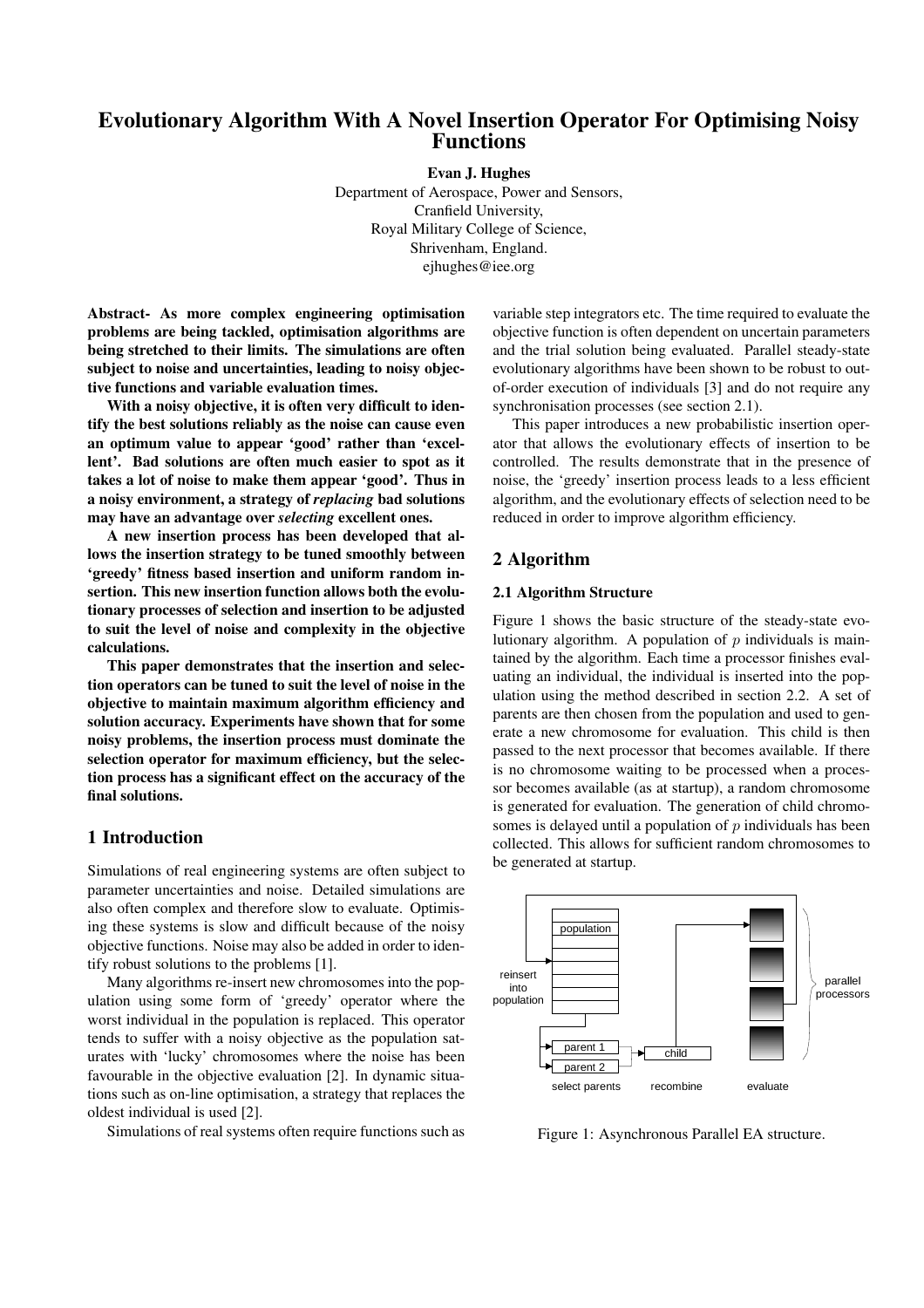# Evolutionary Algorithm With A Novel Insertion Operator For Optimising Noisy Functions

**Evan J. Hughes**

Department of Aerospace, Power and Sensors,
Cranfield University,
Royal Military College of Science,
Shrivenham, England.
ejhughes@iee.org

**Abstract- As more complex engineering optimisation problems are being tackled, optimisation algorithms are being stretched to their limits. The simulations are often subject to noise and uncertainties, leading to noisy objective functions and variable evaluation times.**

**With a noisy objective, it is often very difficult to identify the best solutions reliably as the noise can cause even an optimum value to appear 'good' rather than 'excellent'. Bad solutions are often much easier to spot as it takes a lot of noise to make them appear 'good'. Thus in a noisy environment, a strategy of *replacing* bad solutions may have an advantage over *selecting* excellent ones.**

**A new insertion process has been developed that allows the insertion strategy to be tuned smoothly between 'greedy' fitness based insertion and uniform random insertion. This new insertion function allows both the evolutionary processes of selection and insertion to be adjusted to suit the level of noise and complexity in the objective calculations.**

**This paper demonstrates that the insertion and selection operators can be tuned to suit the level of noise in the objective to maintain maximum algorithm efficiency and solution accuracy. Experiments have shown that for some noisy problems, the insertion process must dominate the selection operator for maximum efficiency, but the selection process has a significant effect on the accuracy of the final solutions.**

## 1 Introduction

Simulations of real engineering systems are often subject to parameter uncertainties and noise. Detailed simulations are also often complex and therefore slow to evaluate. Optimising these systems is slow and difficult because of the noisy objective functions. Noise may also be added in order to identify robust solutions to the problems [1].

Many algorithms re-insert new chromosomes into the population using some form of 'greedy' operator where the worst individual in the population is replaced. This operator tends to suffer with a noisy objective as the population saturates with 'lucky' chromosomes where the noise has been favourable in the objective evaluation [2]. In dynamic situations such as on-line optimisation, a strategy that replaces the oldest individual is used [2].

Simulations of real systems often require functions such as variable step integrators etc. The time required to evaluate the objective function is often dependent on uncertain parameters and the trial solution being evaluated. Parallel steady-state evolutionary algorithms have been shown to be robust to out-of-order execution of individuals [3] and do not require any synchronisation processes (see section 2.1).

This paper introduces a new probabilistic insertion operator that allows the evolutionary effects of insertion to be controlled. The results demonstrate that in the presence of noise, the 'greedy' insertion process leads to a less efficient algorithm, and the evolutionary effects of selection need to be reduced in order to improve algorithm efficiency.

## 2 Algorithm

### 2.1 Algorithm Structure

Figure 1 shows the basic structure of the steady-state evolutionary algorithm. A population of $p$ individuals is maintained by the algorithm. Each time a processor finishes evaluating an individual, the individual is inserted into the population using the method described in section 2.2. A set of parents are then chosen from the population and used to generate a new chromosome for evaluation. This child is then passed to the next processor that becomes available. If there is no chromosome waiting to be processed when a processor becomes available (as at startup), a random chromosome is generated for evaluation. The generation of child chromosomes is delayed until a population of $p$ individuals has been collected. This allows for sufficient random chromosomes to be generated at startup.

Figure 1: Asynchronous Parallel EA structure.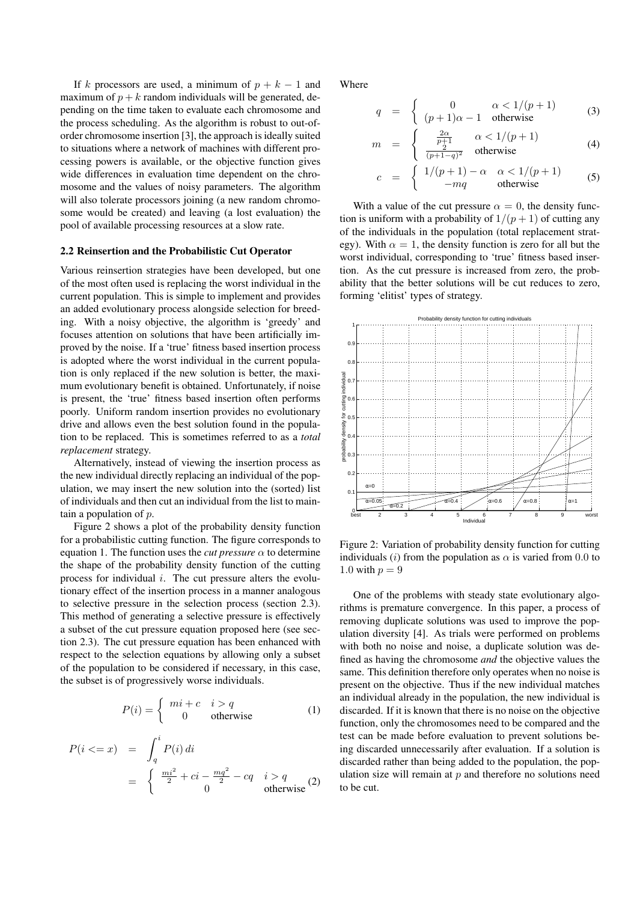If $k$ processors are used, a minimum of $p + k - 1$ and maximum of $p + k$ random individuals will be generated, depending on the time taken to evaluate each chromosome and the process scheduling. As the algorithm is robust to out-of-order chromosome insertion [3], the approach is ideally suited to situations where a network of machines with different processing powers is available, or the objective function gives wide differences in evaluation time dependent on the chromosome and the values of noisy parameters. The algorithm will also tolerate processors joining (a new random chromosome would be created) and leaving (a lost evaluation) the pool of available processing resources at a slow rate.

### 2.2 Reinsertion and the Probabilistic Cut Operator

Various reinsertion strategies have been developed, but one of the most often used is replacing the worst individual in the current population. This is simple to implement and provides an added evolutionary process alongside selection for breeding. With a noisy objective, the algorithm is 'greedy' and focuses attention on solutions that have been artificially improved by the noise. If a 'true' fitness based insertion process is adopted where the worst individual in the current population is only replaced if the new solution is better, the maximum evolutionary benefit is obtained. Unfortunately, if noise is present, the 'true' fitness based insertion often performs poorly. Uniform random insertion provides no evolutionary drive and allows even the best solution found in the population to be replaced. This is sometimes referred to as a *total replacement* strategy.

Alternatively, instead of viewing the insertion process as the new individual directly replacing an individual of the population, we may insert the new solution into the (sorted) list of individuals and then cut an individual from the list to maintain a population of $p$.

Figure 2 shows a plot of the probability density function for a probabilistic cutting function. The figure corresponds to equation 1. The function uses the *cut pressure* $\alpha$ to determine the shape of the probability density function of the cutting process for individual $i$. The cut pressure alters the evolutionary effect of the insertion process in a manner analogous to selective pressure in the selection process (section 2.3). This method of generating a selective pressure is effectively a subset of the cut pressure equation proposed here (see section 2.3). The cut pressure equation has been enhanced with respect to the selection equations by allowing only a subset of the population to be considered if necessary, in this case, the subset is of progressively worse individuals.

$$P(i) = \begin{cases} mi + c & i > q \\ 0 & \text{otherwise} \end{cases} \tag{1}$$

$$\begin{aligned} P(i <= x) &= \int_q^i P(i)\, di \\ &= \begin{cases} \frac{mi^2}{2} + ci - \frac{mq^2}{2} - cq & i > q \\ 0 & \text{otherwise} \end{cases} \end{aligned} \tag{2}$$

Where

$$q = \begin{cases} 0 & \alpha < 1/(p+1) \\ (p+1)\alpha - 1 & \text{otherwise} \end{cases} \tag{3}$$

$$m = \begin{cases} \frac{2\alpha}{p+1} & \alpha < 1/(p+1) \\ \frac{2}{(p+1-q)^2} & \text{otherwise} \end{cases} \tag{4}$$

$$c = \begin{cases} 1/(p+1) - \alpha & \alpha < 1/(p+1) \\ -mq & \text{otherwise} \end{cases} \tag{5}$$

With a value of the cut pressure $\alpha = 0$, the density function is uniform with a probability of $1/(p+1)$ of cutting any of the individuals in the population (total replacement strategy). With $\alpha = 1$, the density function is zero for all but the worst individual, corresponding to 'true' fitness based insertion. As the cut pressure is increased from zero, the probability that the better solutions will be cut reduces to zero, forming 'elitist' types of strategy.

Figure 2: Variation of probability density function for cutting individuals ($i$) from the population as $\alpha$ is varied from 0.0 to 1.0 with $p = 9$

One of the problems with steady state evolutionary algorithms is premature convergence. In this paper, a process of removing duplicate solutions was used to improve the population diversity [4]. As trials were performed on problems with both no noise and noise, a duplicate solution was defined as having the chromosome *and* the objective values the same. This definition therefore only operates when no noise is present on the objective. Thus if the new individual matches an individual already in the population, the new individual is discarded. If it is known that there is no noise on the objective function, only the chromosomes need to be compared and the test can be made before evaluation to prevent solutions being discarded unnecessarily after evaluation. If a solution is discarded rather than being added to the population, the population size will remain at $p$ and therefore no solutions need to be cut.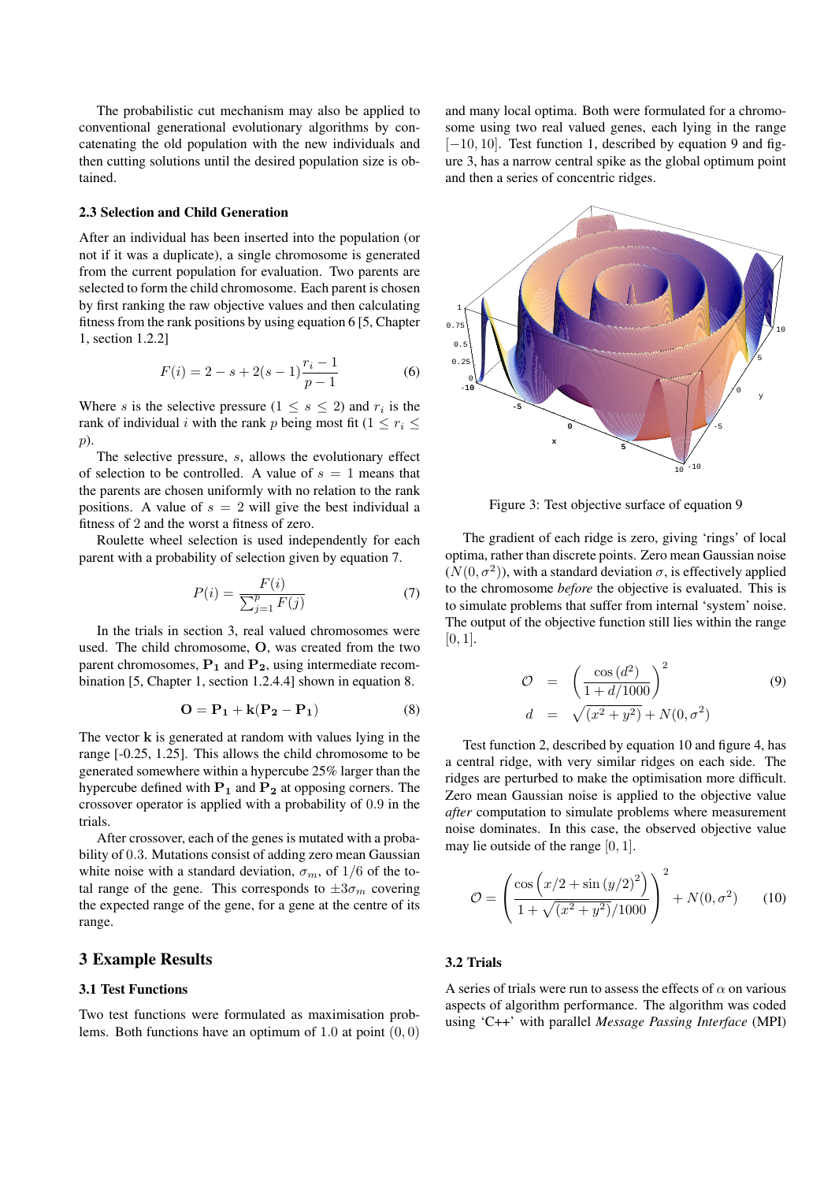The probabilistic cut mechanism may also be applied to conventional generational evolutionary algorithms by concatenating the old population with the new individuals and then cutting solutions until the desired population size is obtained.

### 2.3 Selection and Child Generation

After an individual has been inserted into the population (or not if it was a duplicate), a single chromosome is generated from the current population for evaluation. Two parents are selected to form the child chromosome. Each parent is chosen by first ranking the raw objective values and then calculating fitness from the rank positions by using equation 6 [5, Chapter 1, section 1.2.2]

$$F(i) = 2 - s + 2(s-1)\frac{r_i - 1}{p - 1} \tag{6}$$

Where $s$ is the selective pressure ($1 \leq s \leq 2$) and $r_i$ is the rank of individual $i$ with the rank $p$ being most fit ($1 \leq r_i \leq p$).

The selective pressure, $s$, allows the evolutionary effect of selection to be controlled. A value of $s = 1$ means that the parents are chosen uniformly with no relation to the rank positions. A value of $s = 2$ will give the best individual a fitness of 2 and the worst a fitness of zero.

Roulette wheel selection is used independently for each parent with a probability of selection given by equation 7.

$$P(i) = \frac{F(i)}{\sum_{j=1}^{p} F(j)} \tag{7}$$

In the trials in section 3, real valued chromosomes were used. The child chromosome, $\mathbf{O}$, was created from the two parent chromosomes, $\mathbf{P_1}$ and $\mathbf{P_2}$, using intermediate recombination [5, Chapter 1, section 1.2.4.4] shown in equation 8.

$$\mathbf{O} = \mathbf{P_1} + \mathbf{k}(\mathbf{P_2} - \mathbf{P_1}) \tag{8}$$

The vector $\mathbf{k}$ is generated at random with values lying in the range [-0.25, 1.25]. This allows the child chromosome to be generated somewhere within a hypercube 25% larger than the hypercube defined with $\mathbf{P_1}$ and $\mathbf{P_2}$ at opposing corners. The crossover operator is applied with a probability of $0.9$ in the trials.

After crossover, each of the genes is mutated with a probability of $0.3$. Mutations consist of adding zero mean Gaussian white noise with a standard deviation, $\sigma_m$, of $1/6$ of the total range of the gene. This corresponds to $\pm 3\sigma_m$ covering the expected range of the gene, for a gene at the centre of its range.

## 3 Example Results

### 3.1 Test Functions

Two test functions were formulated as maximisation problems. Both functions have an optimum of $1.0$ at point $(0, 0)$ and many local optima. Both were formulated for a chromosome using two real valued genes, each lying in the range $[-10, 10]$. Test function 1, described by equation 9 and figure 3, has a narrow central spike as the global optimum point and then a series of concentric ridges.

Figure 3: Test objective surface of equation 9

The gradient of each ridge is zero, giving 'rings' of local optima, rather than discrete points. Zero mean Gaussian noise ($N(0, \sigma^2)$), with a standard deviation $\sigma$, is effectively applied to the chromosome *before* the objective is evaluated. This is to simulate problems that suffer from internal 'system' noise. The output of the objective function still lies within the range $[0, 1]$.

$$\begin{aligned} \mathcal{O} &= \left( \frac{\cos(d^2)}{1 + d/1000} \right)^2 \\ d &= \sqrt{(x^2 + y^2)} + N(0, \sigma^2) \end{aligned} \tag{9}$$

Test function 2, described by equation 10 and figure 4, has a central ridge, with very similar ridges on each side. The ridges are perturbed to make the optimisation more difficult. Zero mean Gaussian noise is applied to the objective value *after* computation to simulate problems where measurement noise dominates. In this case, the observed objective value may lie outside of the range $[0, 1]$.

$$\mathcal{O} = \left( \frac{\cos\left(x/2 + \sin\left(y/2\right)^2\right)}{1 + \sqrt{(x^2 + y^2)}/1000} \right)^2 + N(0, \sigma^2) \tag{10}$$

### 3.2 Trials

A series of trials were run to assess the effects of $\alpha$ on various aspects of algorithm performance. The algorithm was coded using 'C++' with parallel *Message Passing Interface* (MPI)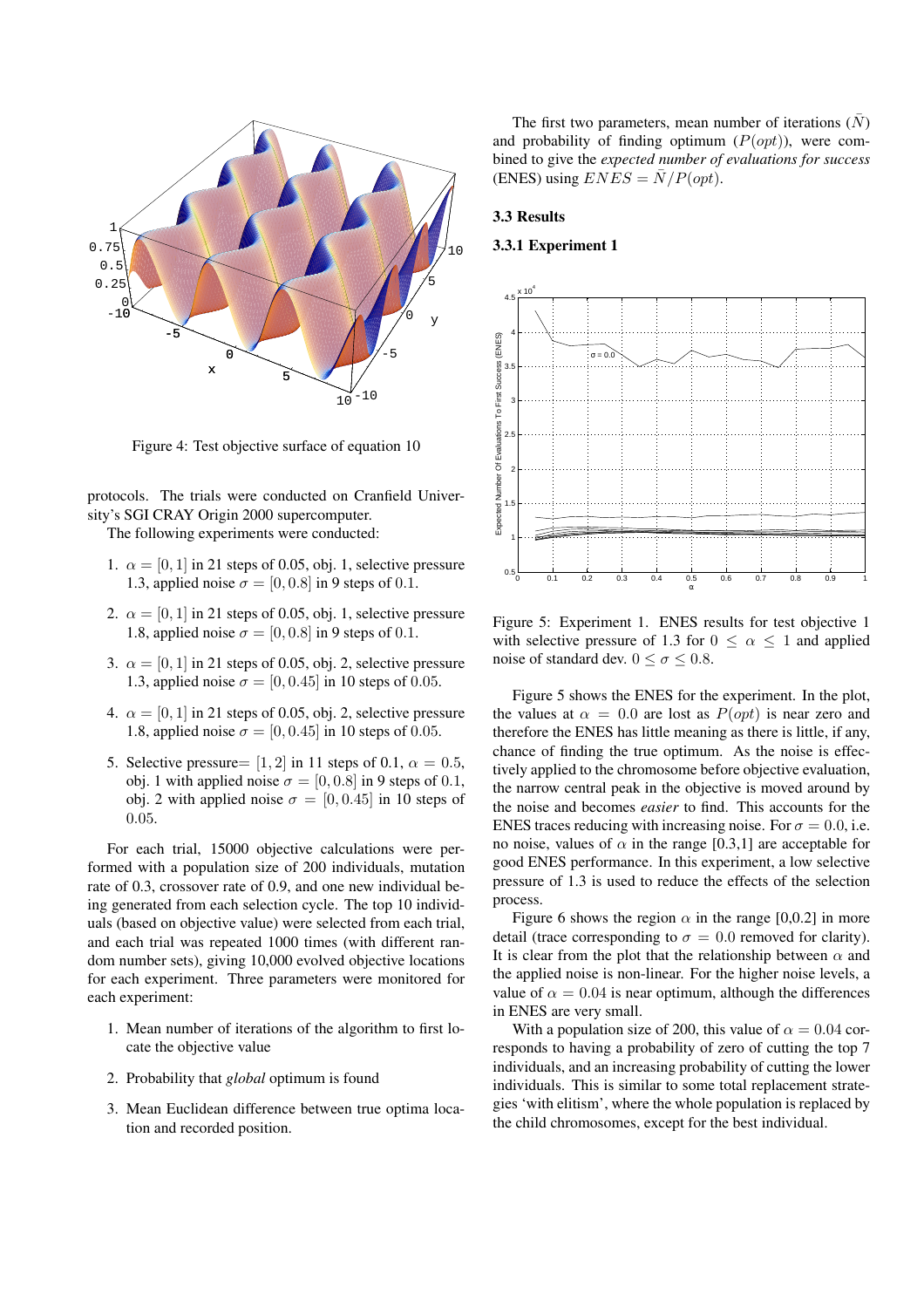Figure 4: Test objective surface of equation 10

protocols. The trials were conducted on Cranfield University's SGI CRAY Origin 2000 supercomputer.

The following experiments were conducted:

1. $\alpha = [0, 1]$ in 21 steps of 0.05, obj. 1, selective pressure 1.3, applied noise $\sigma = [0, 0.8]$ in 9 steps of 0.1.

2. $\alpha = [0, 1]$ in 21 steps of 0.05, obj. 1, selective pressure 1.8, applied noise $\sigma = [0, 0.8]$ in 9 steps of 0.1.

3. $\alpha = [0, 1]$ in 21 steps of 0.05, obj. 2, selective pressure 1.3, applied noise $\sigma = [0, 0.45]$ in 10 steps of 0.05.

4. $\alpha = [0, 1]$ in 21 steps of 0.05, obj. 2, selective pressure 1.8, applied noise $\sigma = [0, 0.45]$ in 10 steps of 0.05.

5. Selective pressure= $[1, 2]$ in 11 steps of 0.1, $\alpha = 0.5$, obj. 1 with applied noise $\sigma = [0, 0.8]$ in 9 steps of 0.1, obj. 2 with applied noise $\sigma = [0, 0.45]$ in 10 steps of 0.05.

For each trial, 15000 objective calculations were performed with a population size of 200 individuals, mutation rate of 0.3, crossover rate of 0.9, and one new individual being generated from each selection cycle. The top 10 individuals (based on objective value) were selected from each trial, and each trial was repeated 1000 times (with different random number sets), giving 10,000 evolved objective locations for each experiment. Three parameters were monitored for each experiment:

1. Mean number of iterations of the algorithm to first locate the objective value

2. Probability that *global* optimum is found

3. Mean Euclidean difference between true optima location and recorded position.

The first two parameters, mean number of iterations ($\bar{N}$) and probability of finding optimum ($P(opt)$), were combined to give the *expected number of evaluations for success* (ENES) using $ENES = \bar{N}/P(opt)$.

### 3.3 Results

#### 3.3.1 Experiment 1

Figure 5: Experiment 1. ENES results for test objective 1 with selective pressure of 1.3 for $0 \leq \alpha \leq 1$ and applied noise of standard dev. $0 \leq \sigma \leq 0.8$.

Figure 5 shows the ENES for the experiment. In the plot, the values at $\alpha = 0.0$ are lost as $P(opt)$ is near zero and therefore the ENES has little meaning as there is little, if any, chance of finding the true optimum. As the noise is effectively applied to the chromosome before objective evaluation, the narrow central peak in the objective is moved around by the noise and becomes *easier* to find. This accounts for the ENES traces reducing with increasing noise. For $\sigma = 0.0$, i.e. no noise, values of $\alpha$ in the range [0.3,1] are acceptable for good ENES performance. In this experiment, a low selective pressure of 1.3 is used to reduce the effects of the selection process.

Figure 6 shows the region $\alpha$ in the range [0,0.2] in more detail (trace corresponding to $\sigma = 0.0$ removed for clarity). It is clear from the plot that the relationship between $\alpha$ and the applied noise is non-linear. For the higher noise levels, a value of $\alpha = 0.04$ is near optimum, although the differences in ENES are very small.

With a population size of 200, this value of $\alpha = 0.04$ corresponds to having a probability of zero of cutting the top 7 individuals, and an increasing probability of cutting the lower individuals. This is similar to some total replacement strategies 'with elitism', where the whole population is replaced by the child chromosomes, except for the best individual.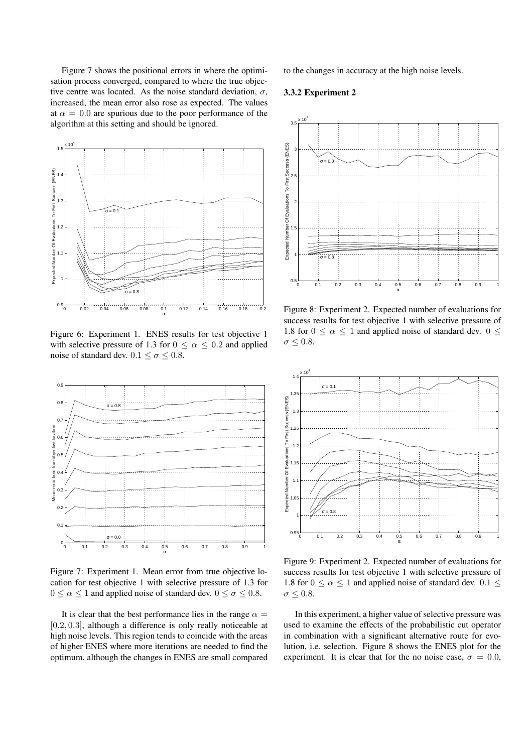Figure 7 shows the positional errors in where the optimisation process converged, compared to where the true objective centre was located. As the noise standard deviation, $\sigma$, increased, the mean error also rose as expected. The values at $\alpha = 0.0$ are spurious due to the poor performance of the algorithm at this setting and should be ignored.

Figure 6: Experiment 1. ENES results for test objective 1 with selective pressure of 1.3 for $0 \leq \alpha \leq 0.2$ and applied noise of standard dev. $0.1 \leq \sigma \leq 0.8$.

Figure 7: Experiment 1. Mean error from true objective location for test objective 1 with selective pressure of 1.3 for $0 \leq \alpha \leq 1$ and applied noise of standard dev. $0 \leq \sigma \leq 0.8$.

It is clear that the best performance lies in the range $\alpha = [0.2, 0.3]$, although a difference is only really noticeable at high noise levels. This region tends to coincide with the areas of higher ENES where more iterations are needed to find the optimum, although the changes in ENES are small compared to the changes in accuracy at the high noise levels.

### 3.3.2 Experiment 2

Figure 8: Experiment 2. Expected number of evaluations for success results for test objective 1 with selective pressure of 1.8 for $0 \leq \alpha \leq 1$ and applied noise of standard dev. $0 \leq \sigma \leq 0.8$.

Figure 9: Experiment 2. Expected number of evaluations for success results for test objective 1 with selective pressure of 1.8 for $0 \leq \alpha \leq 1$ and applied noise of standard dev. $0.1 \leq \sigma \leq 0.8$.

In this experiment, a higher value of selective pressure was used to examine the effects of the probabilistic cut operator in combination with a significant alternative route for evolution, i.e. selection. Figure 8 shows the ENES plot for the experiment. It is clear that for the no noise case, $\sigma = 0.0$,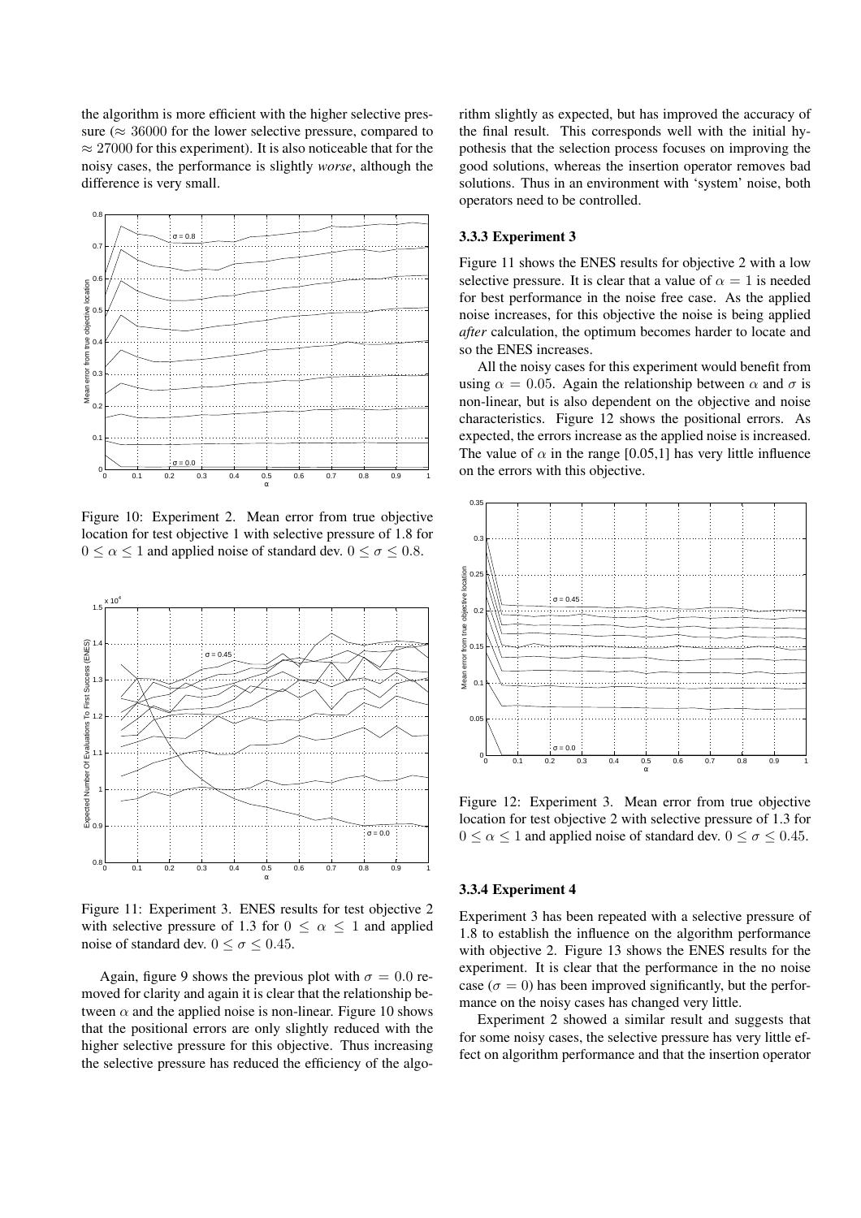the algorithm is more efficient with the higher selective pressure ($\approx 36000$ for the lower selective pressure, compared to $\approx 27000$ for this experiment). It is also noticeable that for the noisy cases, the performance is slightly *worse*, although the difference is very small.

Figure 10: Experiment 2. Mean error from true objective location for test objective 1 with selective pressure of 1.8 for $0 \leq \alpha \leq 1$ and applied noise of standard dev. $0 \leq \sigma \leq 0.8$.

Figure 11: Experiment 3. ENES results for test objective 2 with selective pressure of 1.3 for $0 \leq \alpha \leq 1$ and applied noise of standard dev. $0 \leq \sigma \leq 0.45$.

Again, figure 9 shows the previous plot with $\sigma = 0.0$ removed for clarity and again it is clear that the relationship between $\alpha$ and the applied noise is non-linear. Figure 10 shows that the positional errors are only slightly reduced with the higher selective pressure for this objective. Thus increasing the selective pressure has reduced the efficiency of the algorithm slightly as expected, but has improved the accuracy of the final result. This corresponds well with the initial hypothesis that the selection process focuses on improving the good solutions, whereas the insertion operator removes bad solutions. Thus in an environment with 'system' noise, both operators need to be controlled.

### 3.3.3 Experiment 3

Figure 11 shows the ENES results for objective 2 with a low selective pressure. It is clear that a value of $\alpha = 1$ is needed for best performance in the noise free case. As the applied noise increases, for this objective the noise is being applied *after* calculation, the optimum becomes harder to locate and so the ENES increases.

All the noisy cases for this experiment would benefit from using $\alpha = 0.05$. Again the relationship between $\alpha$ and $\sigma$ is non-linear, but is also dependent on the objective and noise characteristics. Figure 12 shows the positional errors. As expected, the errors increase as the applied noise is increased. The value of $\alpha$ in the range [0.05,1] has very little influence on the errors with this objective.

Figure 12: Experiment 3. Mean error from true objective location for test objective 2 with selective pressure of 1.3 for $0 \leq \alpha \leq 1$ and applied noise of standard dev. $0 \leq \sigma \leq 0.45$.

### 3.3.4 Experiment 4

Experiment 3 has been repeated with a selective pressure of 1.8 to establish the influence on the algorithm performance with objective 2. Figure 13 shows the ENES results for the experiment. It is clear that the performance in the no noise case ($\sigma = 0$) has been improved significantly, but the performance on the noisy cases has changed very little.

Experiment 2 showed a similar result and suggests that for some noisy cases, the selective pressure has very little effect on algorithm performance and that the insertion operator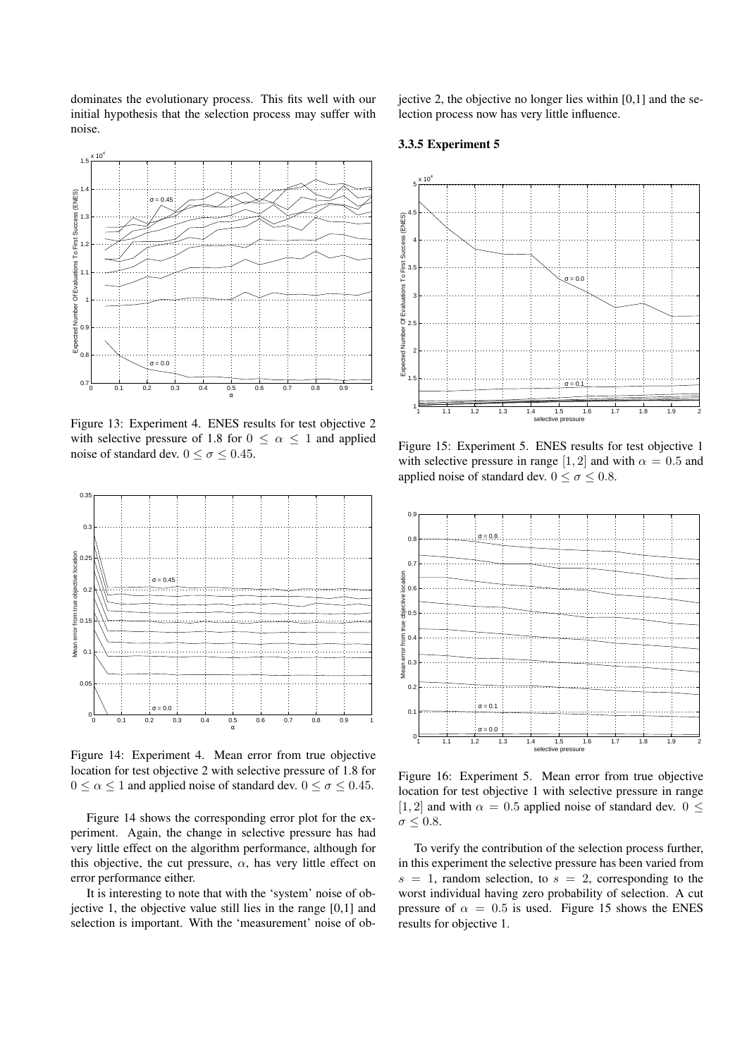dominates the evolutionary process. This fits well with our initial hypothesis that the selection process may suffer with noise.

Figure 13: Experiment 4. ENES results for test objective 2 with selective pressure of 1.8 for $0 \leq \alpha \leq 1$ and applied noise of standard dev. $0 \leq \sigma \leq 0.45$.

Figure 14: Experiment 4. Mean error from true objective location for test objective 2 with selective pressure of 1.8 for $0 \leq \alpha \leq 1$ and applied noise of standard dev. $0 \leq \sigma \leq 0.45$.

Figure 14 shows the corresponding error plot for the experiment. Again, the change in selective pressure has had very little effect on the algorithm performance, although for this objective, the cut pressure, $\alpha$, has very little effect on error performance either.

It is interesting to note that with the 'system' noise of objective 1, the objective value still lies in the range [0,1] and selection is important. With the 'measurement' noise of objective 2, the objective no longer lies within [0,1] and the selection process now has very little influence.

### 3.3.5 Experiment 5

Figure 15: Experiment 5. ENES results for test objective 1 with selective pressure in range $[1, 2]$ and with $\alpha = 0.5$ and applied noise of standard dev. $0 \leq \sigma \leq 0.8$.

Figure 16: Experiment 5. Mean error from true objective location for test objective 1 with selective pressure in range $[1, 2]$ and with $\alpha = 0.5$ applied noise of standard dev. $0 \leq \sigma \leq 0.8$.

To verify the contribution of the selection process further, in this experiment the selective pressure has been varied from $s = 1$, random selection, to $s = 2$, corresponding to the worst individual having zero probability of selection. A cut pressure of $\alpha = 0.5$ is used. Figure 15 shows the ENES results for objective 1.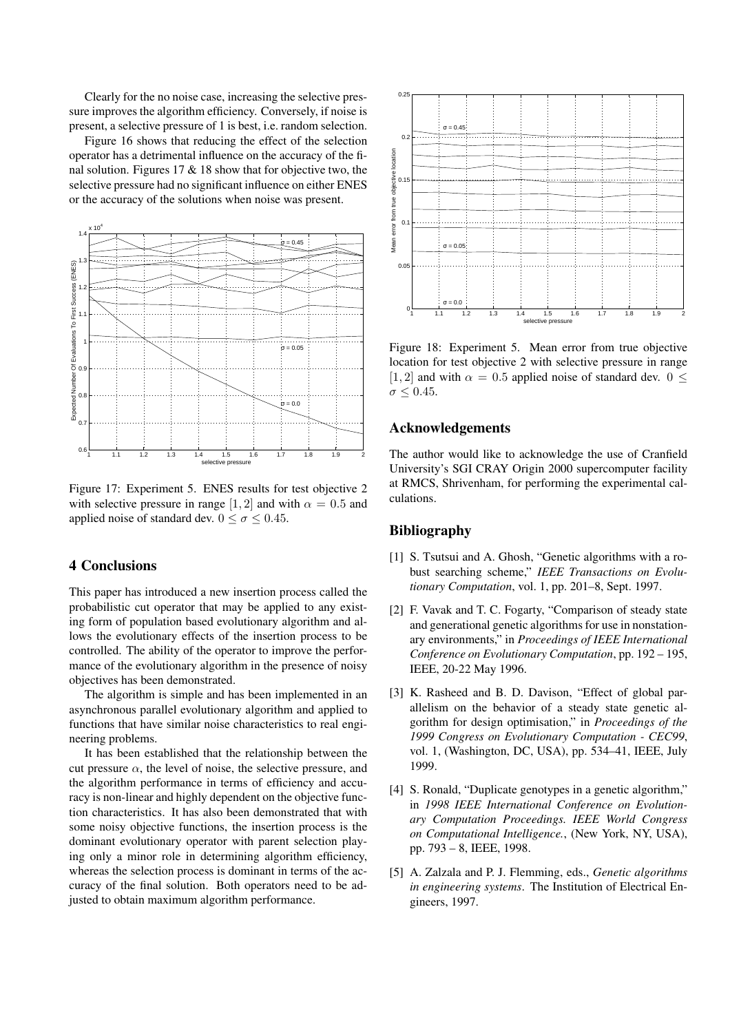Clearly for the no noise case, increasing the selective pressure improves the algorithm efficiency. Conversely, if noise is present, a selective pressure of 1 is best, i.e. random selection.

Figure 16 shows that reducing the effect of the selection operator has a detrimental influence on the accuracy of the final solution. Figures 17 & 18 show that for objective two, the selective pressure had no significant influence on either ENES or the accuracy of the solutions when noise was present.

x $10^4$
Expected Number Of Evaluations To First Success (ENES)
1.4
1.3
1.2
1.1
1
0.9
0.8
0.7
0.6
σ = 0.45
σ = 0.05
σ = 0.0
1 1.1 1.2 1.3 1.4 1.5 1.6 1.7 1.8 1.9 2
selective pressure

Figure 17: Experiment 5. ENES results for test objective 2 with selective pressure in range $[1, 2]$ and with $\alpha = 0.5$ and applied noise of standard dev. $0 \leq \sigma \leq 0.45$.

Mean error from true objective location
0.25
0.2
0.15
0.1
0.05
0
σ = 0.45
σ = 0.05
σ = 0.0
1 1.1 1.2 1.3 1.4 1.5 1.6 1.7 1.8 1.9 2
selective pressure

Figure 18: Experiment 5. Mean error from true objective location for test objective 2 with selective pressure in range $[1, 2]$ and with $\alpha = 0.5$ applied noise of standard dev. $0 \leq \sigma \leq 0.45$.

## 4 Conclusions

This paper has introduced a new insertion process called the probabilistic cut operator that may be applied to any existing form of population based evolutionary algorithm and allows the evolutionary effects of the insertion process to be controlled. The ability of the operator to improve the performance of the evolutionary algorithm in the presence of noisy objectives has been demonstrated.

The algorithm is simple and has been implemented in an asynchronous parallel evolutionary algorithm and applied to functions that have similar noise characteristics to real engineering problems.

It has been established that the relationship between the cut pressure $\alpha$, the level of noise, the selective pressure, and the algorithm performance in terms of efficiency and accuracy is non-linear and highly dependent on the objective function characteristics. It has also been demonstrated that with some noisy objective functions, the insertion process is the dominant evolutionary operator with parent selection playing only a minor role in determining algorithm efficiency, whereas the selection process is dominant in terms of the accuracy of the final solution. Both operators need to be adjusted to obtain maximum algorithm performance.

## Acknowledgements

The author would like to acknowledge the use of Cranfield University's SGI CRAY Origin 2000 supercomputer facility at RMCS, Shrivenham, for performing the experimental calculations.

## Bibliography

[1] S. Tsutsui and A. Ghosh, "Genetic algorithms with a robust searching scheme," *IEEE Transactions on Evolutionary Computation*, vol. 1, pp. 201–8, Sept. 1997.

[2] F. Vavak and T. C. Fogarty, "Comparison of steady state and generational genetic algorithms for use in nonstationary environments," in *Proceedings of IEEE International Conference on Evolutionary Computation*, pp. 192 – 195, IEEE, 20-22 May 1996.

[3] K. Rasheed and B. D. Davison, "Effect of global parallelism on the behavior of a steady state genetic algorithm for design optimisation," in *Proceedings of the 1999 Congress on Evolutionary Computation - CEC99*, vol. 1, (Washington, DC, USA), pp. 534–41, IEEE, July 1999.

[4] S. Ronald, "Duplicate genotypes in a genetic algorithm," in *1998 IEEE International Conference on Evolutionary Computation Proceedings. IEEE World Congress on Computational Intelligence.*, (New York, NY, USA), pp. 793 – 8, IEEE, 1998.

[5] A. Zalzala and P. J. Flemming, eds., *Genetic algorithms in engineering systems*. The Institution of Electrical Engineers, 1997.